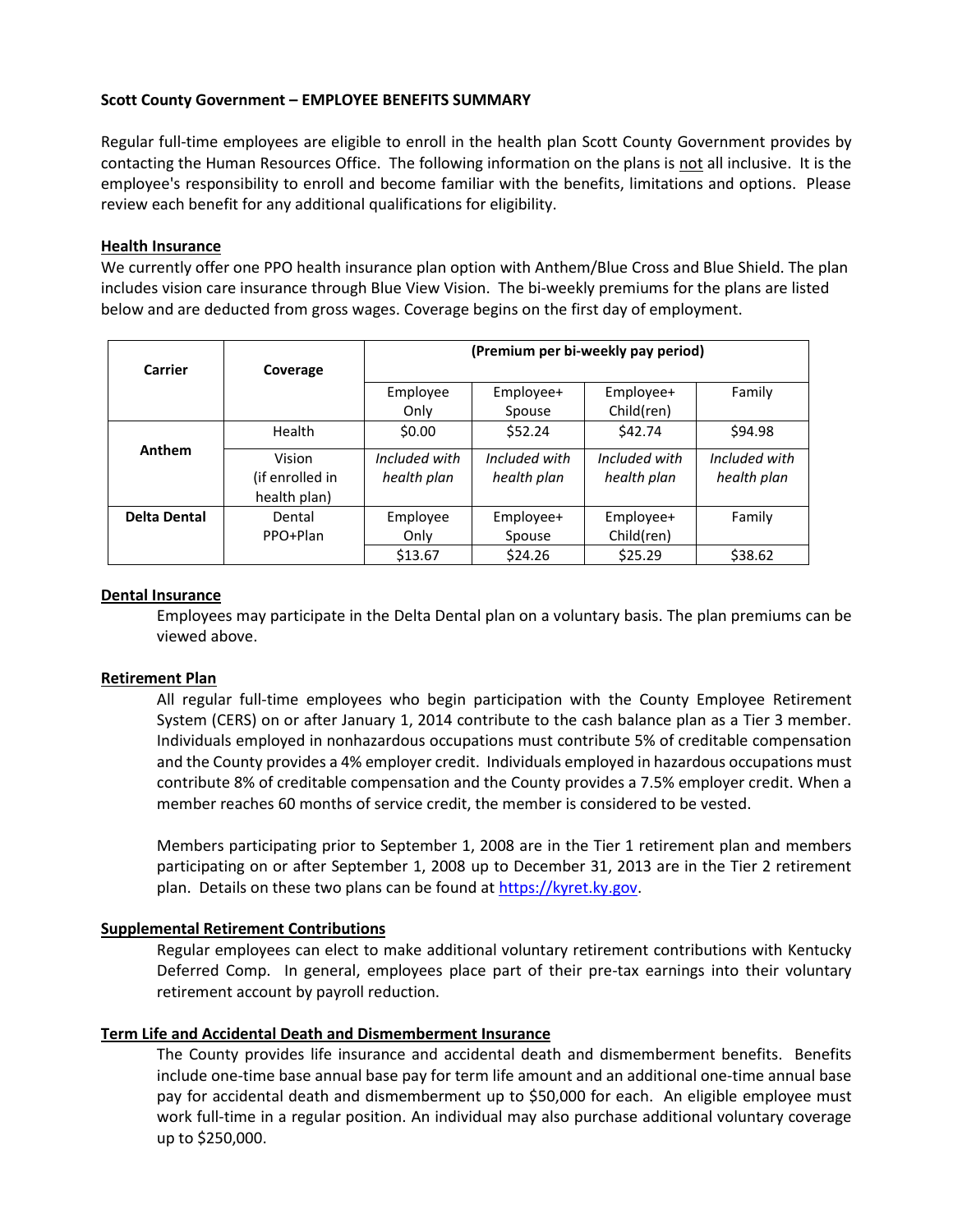**Scott County Government – EMPLOYEE BENEFITS SUMMARY**

Regular full-time employees are eligible to enroll in the health plan Scott County Government provides by contacting the Human Resources Office. The following information on the plans is not all inclusive. It is the employee's responsibility to enroll and become familiar with the benefits, limitations and options. Please review each benefit for any additional qualifications for eligibility.

**Health Insurance**

We currently offer one PPO health insurance plan option with Anthem/Blue Cross and Blue Shield. The plan includes vision care insurance through Blue View Vision. The bi-weekly premiums for the plans are listed below and are deducted from gross wages. Coverage begins on the first day of employment.

| Carrier | Coverage | (Premium per bi-weekly pay period) | | | |
|---|---|---|---|---|---|
| | | Employee Only | Employee+ Spouse | Employee+ Child(ren) | Family |
| Anthem | Health | $0.00 | $52.24 | $42.74 | $94.98 |
| | Vision (if enrolled in health plan) | *Included with health plan* | *Included with health plan* | *Included with health plan* | *Included with health plan* |
| **Delta Dental** | Dental PPO+Plan | Employee Only | Employee+ Spouse | Employee+ Child(ren) | Family |
| | | $13.67 | $24.26 | $25.29 | $38.62 |

**Dental Insurance**

Employees may participate in the Delta Dental plan on a voluntary basis. The plan premiums can be viewed above.

**Retirement Plan**

All regular full-time employees who begin participation with the County Employee Retirement System (CERS) on or after January 1, 2014 contribute to the cash balance plan as a Tier 3 member. Individuals employed in nonhazardous occupations must contribute 5% of creditable compensation and the County provides a 4% employer credit. Individuals employed in hazardous occupations must contribute 8% of creditable compensation and the County provides a 7.5% employer credit. When a member reaches 60 months of service credit, the member is considered to be vested.

Members participating prior to September 1, 2008 are in the Tier 1 retirement plan and members participating on or after September 1, 2008 up to December 31, 2013 are in the Tier 2 retirement plan. Details on these two plans can be found at https://kyret.ky.gov.

**Supplemental Retirement Contributions**

Regular employees can elect to make additional voluntary retirement contributions with Kentucky Deferred Comp. In general, employees place part of their pre-tax earnings into their voluntary retirement account by payroll reduction.

**Term Life and Accidental Death and Dismemberment Insurance**

The County provides life insurance and accidental death and dismemberment benefits. Benefits include one-time base annual base pay for term life amount and an additional one-time annual base pay for accidental death and dismemberment up to $50,000 for each. An eligible employee must work full-time in a regular position. An individual may also purchase additional voluntary coverage up to $250,000.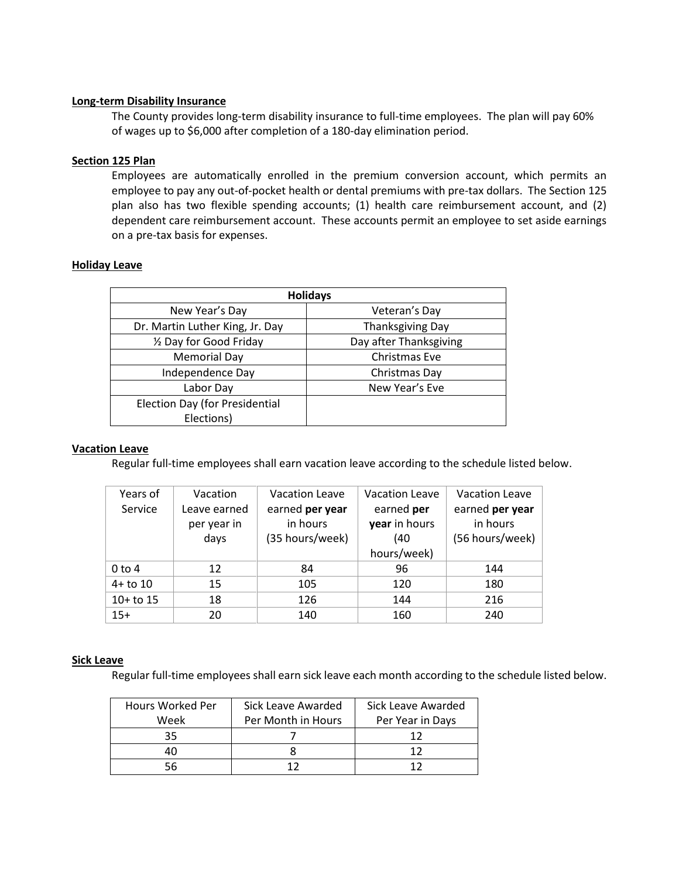**Long-term Disability Insurance**

The County provides long-term disability insurance to full-time employees. The plan will pay 60% of wages up to $6,000 after completion of a 180-day elimination period.

**Section 125 Plan**

Employees are automatically enrolled in the premium conversion account, which permits an employee to pay any out-of-pocket health or dental premiums with pre-tax dollars. The Section 125 plan also has two flexible spending accounts; (1) health care reimbursement account, and (2) dependent care reimbursement account. These accounts permit an employee to set aside earnings on a pre-tax basis for expenses.

**Holiday Leave**

| **Holidays** | |
|---|---|
| New Year's Day | Veteran's Day |
| Dr. Martin Luther King, Jr. Day | Thanksgiving Day |
| ½ Day for Good Friday | Day after Thanksgiving |
| Memorial Day | Christmas Eve |
| Independence Day | Christmas Day |
| Labor Day | New Year's Eve |
| Election Day (for Presidential Elections) | |

**Vacation Leave**

Regular full-time employees shall earn vacation leave according to the schedule listed below.

| Years of Service | Vacation Leave earned per year in days | Vacation Leave earned **per year** in hours (35 hours/week) | Vacation Leave earned **per year** in hours (40 hours/week) | Vacation Leave earned **per year** in hours (56 hours/week) |
|---|---|---|---|---|
| 0 to 4 | 12 | 84 | 96 | 144 |
| 4+ to 10 | 15 | 105 | 120 | 180 |
| 10+ to 15 | 18 | 126 | 144 | 216 |
| 15+ | 20 | 140 | 160 | 240 |

**Sick Leave**

Regular full-time employees shall earn sick leave each month according to the schedule listed below.

| Hours Worked Per Week | Sick Leave Awarded Per Month in Hours | Sick Leave Awarded Per Year in Days |
|---|---|---|
| 35 | 7 | 12 |
| 40 | 8 | 12 |
| 56 | 12 | 12 |